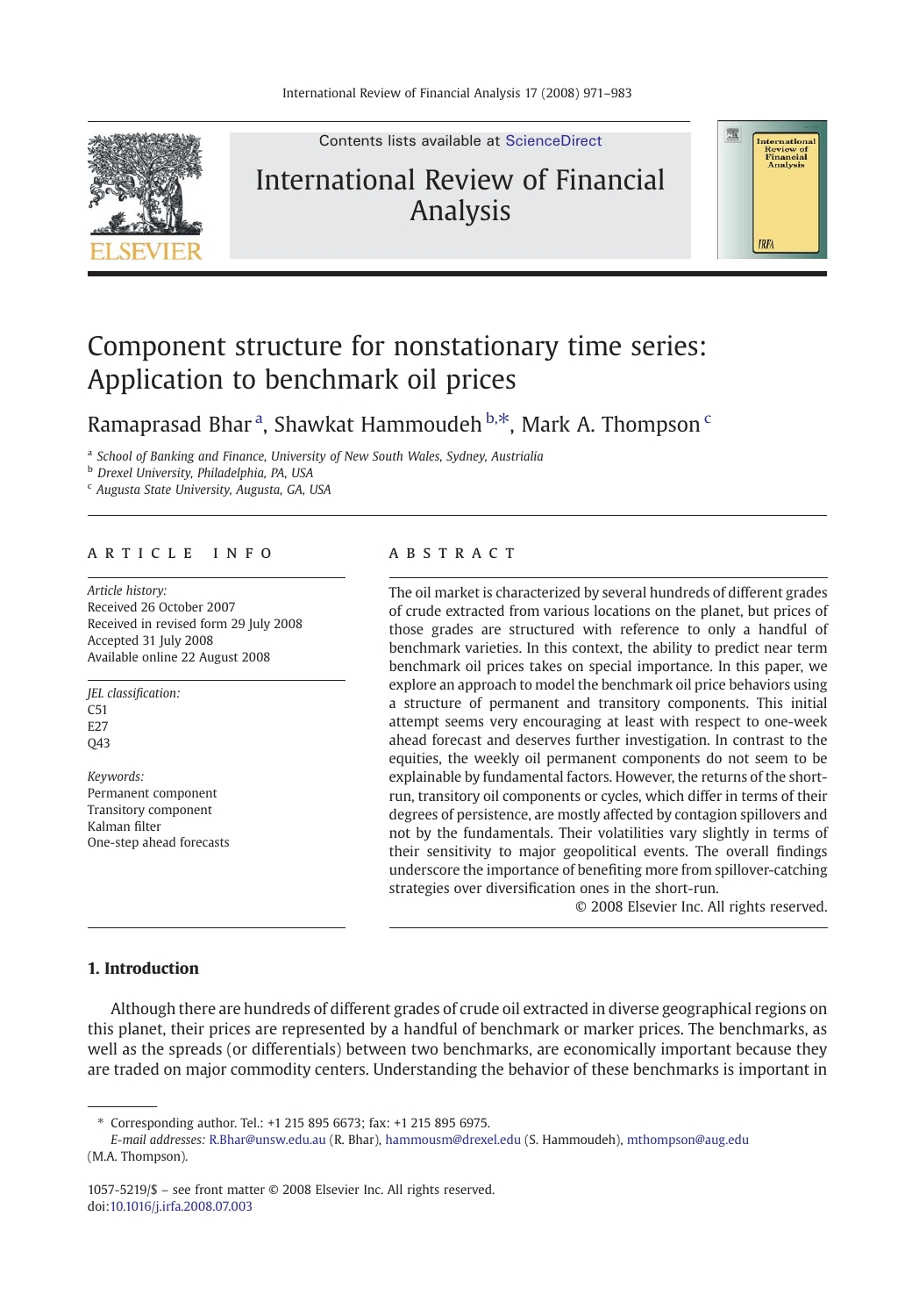# Component structure for nonstationary time series: Application to benchmark oil prices

Ramaprasad Bhar [a], Shawkat Hammoudeh [b,*], Mark A. Thompson [c]

[a] School of Banking and Finance, University of New South Wales, Sydney, Austrialia

[b] Drexel University, Philadelphia, PA, USA

[c] Augusta State University, Augusta, GA, USA

## ARTICLE INFO

*Article history:*
Received 26 October 2007
Received in revised form 29 July 2008
Accepted 31 July 2008
Available online 22 August 2008

*JEL classification:*
C51
E27
Q43

*Keywords:*
Permanent component
Transitory component
Kalman filter
One-step ahead forecasts

## ABSTRACT

The oil market is characterized by several hundreds of different grades of crude extracted from various locations on the planet, but prices of those grades are structured with reference to only a handful of benchmark varieties. In this context, the ability to predict near term benchmark oil prices takes on special importance. In this paper, we explore an approach to model the benchmark oil price behaviors using a structure of permanent and transitory components. This initial attempt seems very encouraging at least with respect to one-week ahead forecast and deserves further investigation. In contrast to the equities, the weekly oil permanent components do not seem to be explainable by fundamental factors. However, the returns of the short-run, transitory oil components or cycles, which differ in terms of their degrees of persistence, are mostly affected by contagion spillovers and not by the fundamentals. Their volatilities vary slightly in terms of their sensitivity to major geopolitical events. The overall findings underscore the importance of benefiting more from spillover-catching strategies over diversification ones in the short-run.

© 2008 Elsevier Inc. All rights reserved.

## 1. Introduction

Although there are hundreds of different grades of crude oil extracted in diverse geographical regions on this planet, their prices are represented by a handful of benchmark or marker prices. The benchmarks, as well as the spreads (or differentials) between two benchmarks, are economically important because they are traded on major commodity centers. Understanding the behavior of these benchmarks is important in

* Corresponding author. Tel.: +1 215 895 6673; fax: +1 215 895 6975.
*E-mail addresses:* R.Bhar@unsw.edu.au (R. Bhar), hammousm@drexel.edu (S. Hammoudeh), mthompson@aug.edu (M.A. Thompson).

1057-5219/$ – see front matter © 2008 Elsevier Inc. All rights reserved.
doi:10.1016/j.irfa.2008.07.003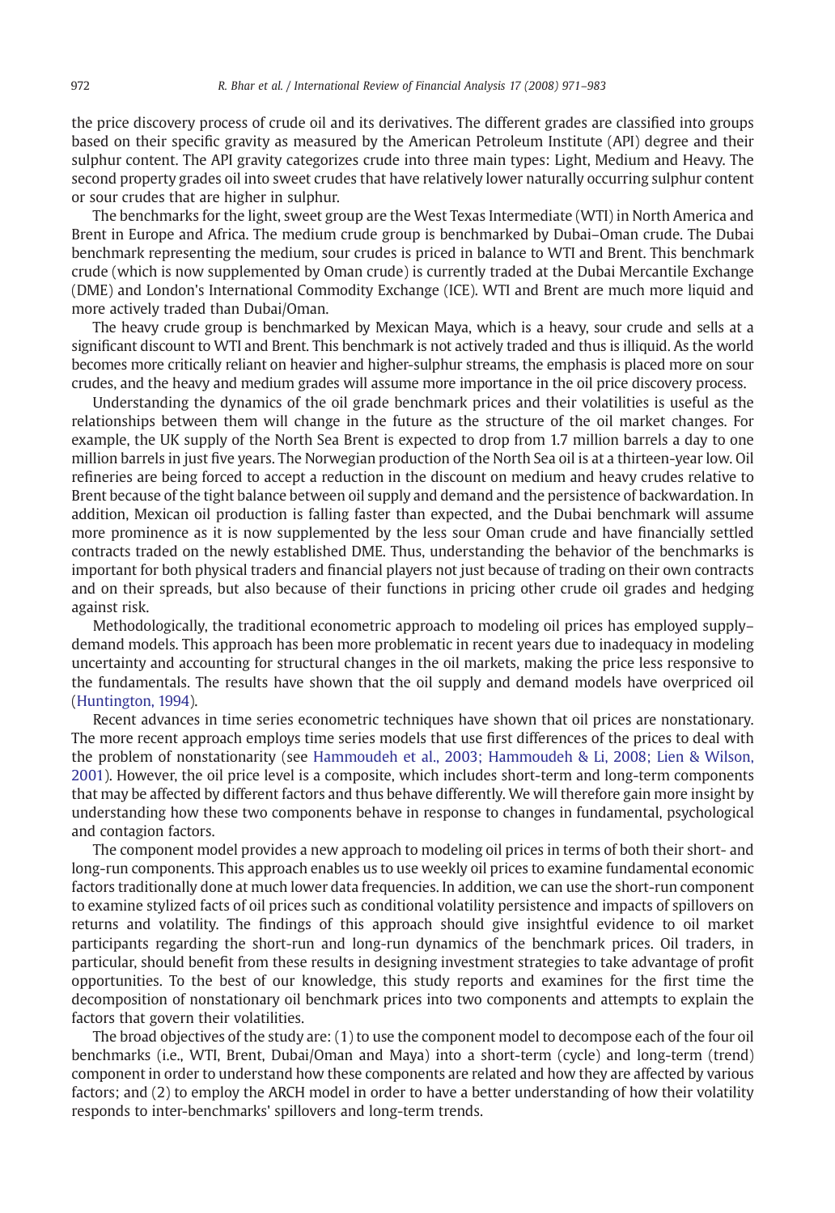the price discovery process of crude oil and its derivatives. The different grades are classified into groups based on their specific gravity as measured by the American Petroleum Institute (API) degree and their sulphur content. The API gravity categorizes crude into three main types: Light, Medium and Heavy. The second property grades oil into sweet crudes that have relatively lower naturally occurring sulphur content or sour crudes that are higher in sulphur.

The benchmarks for the light, sweet group are the West Texas Intermediate (WTI) in North America and Brent in Europe and Africa. The medium crude group is benchmarked by Dubai–Oman crude. The Dubai benchmark representing the medium, sour crudes is priced in balance to WTI and Brent. This benchmark crude (which is now supplemented by Oman crude) is currently traded at the Dubai Mercantile Exchange (DME) and London's International Commodity Exchange (ICE). WTI and Brent are much more liquid and more actively traded than Dubai/Oman.

The heavy crude group is benchmarked by Mexican Maya, which is a heavy, sour crude and sells at a significant discount to WTI and Brent. This benchmark is not actively traded and thus is illiquid. As the world becomes more critically reliant on heavier and higher-sulphur streams, the emphasis is placed more on sour crudes, and the heavy and medium grades will assume more importance in the oil price discovery process.

Understanding the dynamics of the oil grade benchmark prices and their volatilities is useful as the relationships between them will change in the future as the structure of the oil market changes. For example, the UK supply of the North Sea Brent is expected to drop from 1.7 million barrels a day to one million barrels in just five years. The Norwegian production of the North Sea oil is at a thirteen-year low. Oil refineries are being forced to accept a reduction in the discount on medium and heavy crudes relative to Brent because of the tight balance between oil supply and demand and the persistence of backwardation. In addition, Mexican oil production is falling faster than expected, and the Dubai benchmark will assume more prominence as it is now supplemented by the less sour Oman crude and have financially settled contracts traded on the newly established DME. Thus, understanding the behavior of the benchmarks is important for both physical traders and financial players not just because of trading on their own contracts and on their spreads, but also because of their functions in pricing other crude oil grades and hedging against risk.

Methodologically, the traditional econometric approach to modeling oil prices has employed supply–demand models. This approach has been more problematic in recent years due to inadequacy in modeling uncertainty and accounting for structural changes in the oil markets, making the price less responsive to the fundamentals. The results have shown that the oil supply and demand models have overpriced oil (Huntington, 1994).

Recent advances in time series econometric techniques have shown that oil prices are nonstationary. The more recent approach employs time series models that use first differences of the prices to deal with the problem of nonstationarity (see Hammoudeh et al., 2003; Hammoudeh & Li, 2008; Lien & Wilson, 2001). However, the oil price level is a composite, which includes short-term and long-term components that may be affected by different factors and thus behave differently. We will therefore gain more insight by understanding how these two components behave in response to changes in fundamental, psychological and contagion factors.

The component model provides a new approach to modeling oil prices in terms of both their short- and long-run components. This approach enables us to use weekly oil prices to examine fundamental economic factors traditionally done at much lower data frequencies. In addition, we can use the short-run component to examine stylized facts of oil prices such as conditional volatility persistence and impacts of spillovers on returns and volatility. The findings of this approach should give insightful evidence to oil market participants regarding the short-run and long-run dynamics of the benchmark prices. Oil traders, in particular, should benefit from these results in designing investment strategies to take advantage of profit opportunities. To the best of our knowledge, this study reports and examines for the first time the decomposition of nonstationary oil benchmark prices into two components and attempts to explain the factors that govern their volatilities.

The broad objectives of the study are: (1) to use the component model to decompose each of the four oil benchmarks (i.e., WTI, Brent, Dubai/Oman and Maya) into a short-term (cycle) and long-term (trend) component in order to understand how these components are related and how they are affected by various factors; and (2) to employ the ARCH model in order to have a better understanding of how their volatility responds to inter-benchmarks' spillovers and long-term trends.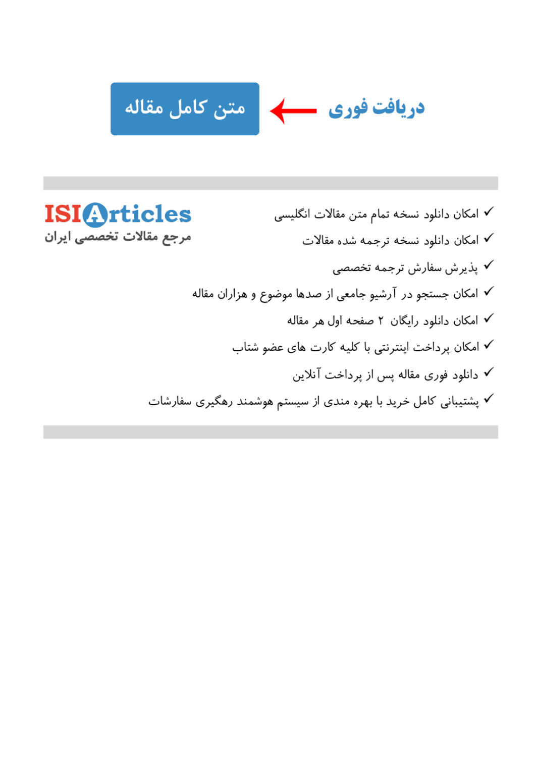دریافت فوری ← متن کامل مقاله

**ISIArticles**
مرجع مقالات تخصصی ایران

- ✓ امکان دانلود نسخه تمام متن مقالات انگلیسی
- ✓ امکان دانلود نسخه ترجمه شده مقالات
- ✓ پذیرش سفارش ترجمه تخصصی
- ✓ امکان جستجو در آرشیو جامعی از صدها موضوع و هزاران مقاله
- ✓ امکان دانلود رایگان ۲ صفحه اول هر مقاله
- ✓ امکان پرداخت اینترنتی با کلیه کارت های عضو شتاب
- ✓ دانلود فوری مقاله پس از پرداخت آنلاین
- ✓ پشتیبانی کامل خرید با بهره مندی از سیستم هوشمند رهگیری سفارشات